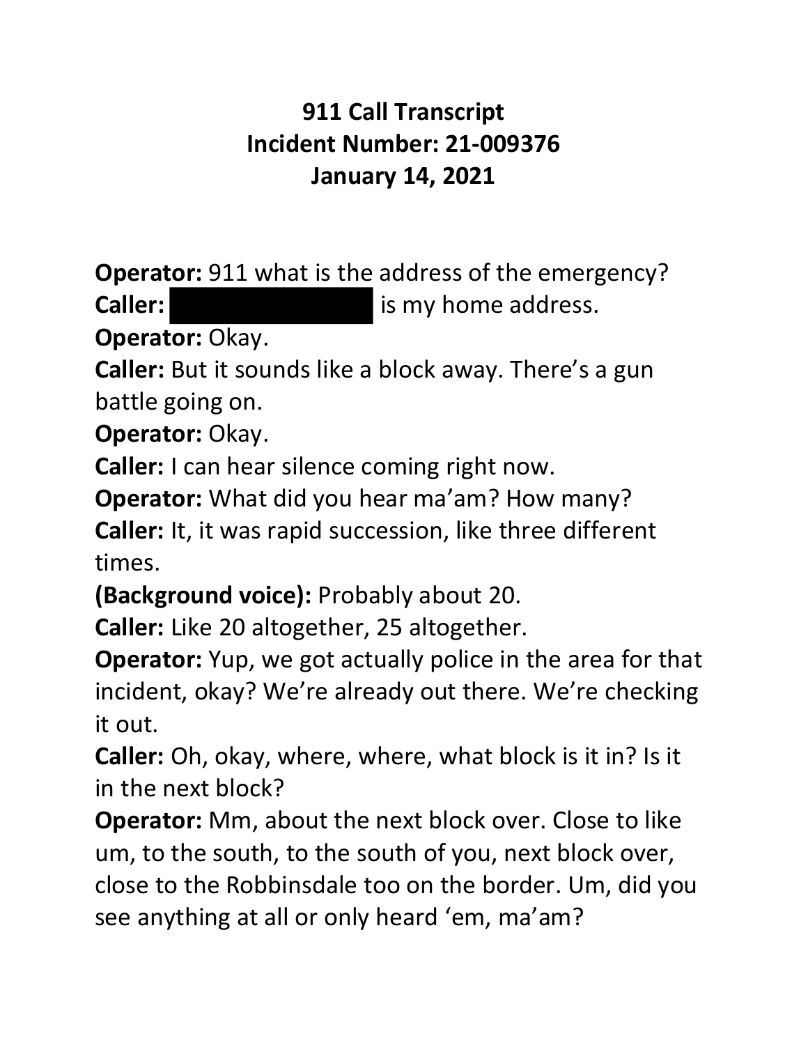# 911 Call Transcript
# Incident Number: 21-009376
# January 14, 2021

**Operator:** 911 what is the address of the emergency?

**Caller:** [REDACTED] is my home address.

**Operator:** Okay.

**Caller:** But it sounds like a block away. There's a gun battle going on.

**Operator:** Okay.

**Caller:** I can hear silence coming right now.

**Operator:** What did you hear ma'am? How many?

**Caller:** It, it was rapid succession, like three different times.

**(Background voice):** Probably about 20.

**Caller:** Like 20 altogether, 25 altogether.

**Operator:** Yup, we got actually police in the area for that incident, okay? We're already out there. We're checking it out.

**Caller:** Oh, okay, where, where, what block is it in? Is it in the next block?

**Operator:** Mm, about the next block over. Close to like um, to the south, to the south of you, next block over, close to the Robbinsdale too on the border. Um, did you see anything at all or only heard 'em, ma'am?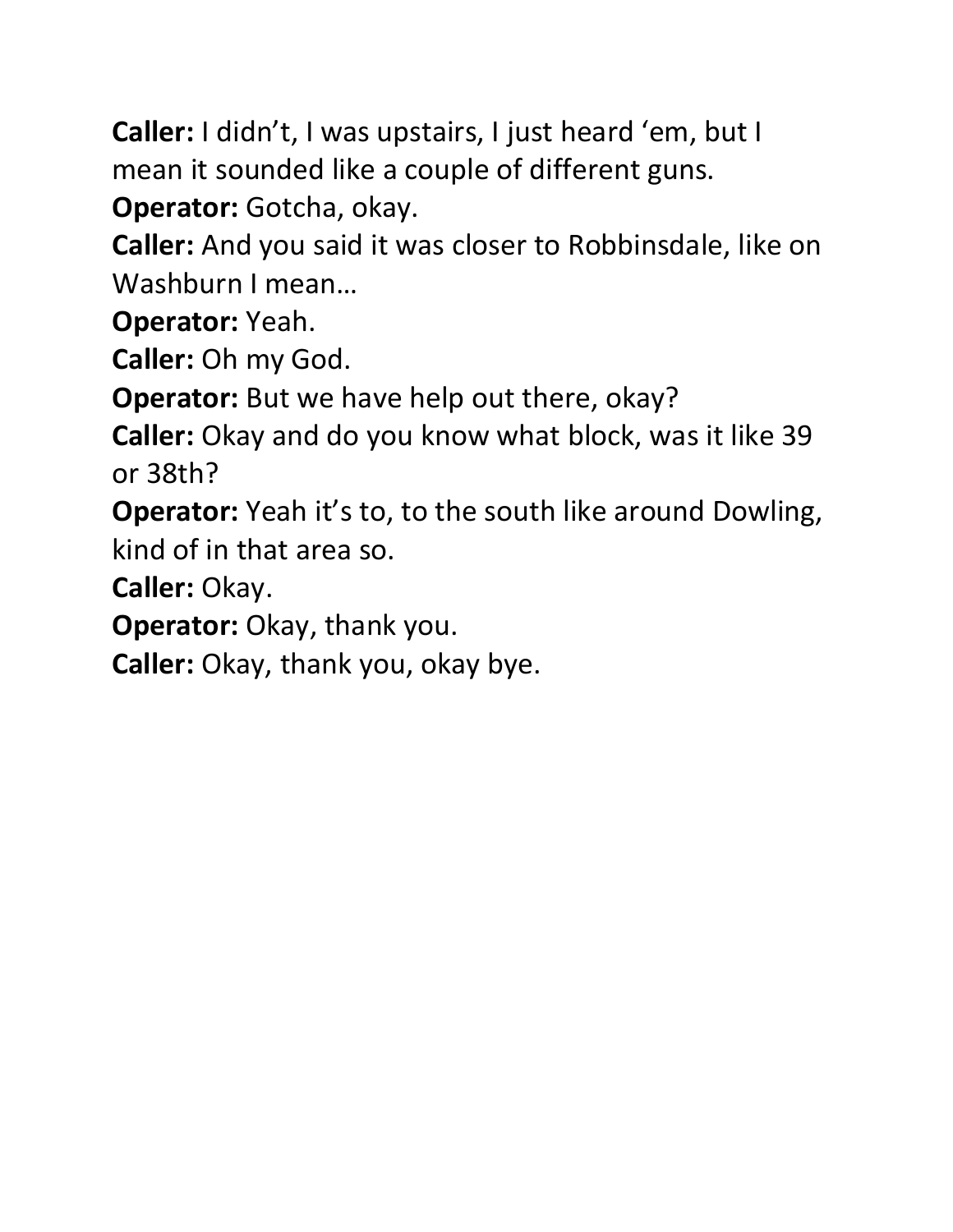**Caller:** I didn't, I was upstairs, I just heard 'em, but I mean it sounded like a couple of different guns.

**Operator:** Gotcha, okay.

**Caller:** And you said it was closer to Robbinsdale, like on Washburn I mean…

**Operator:** Yeah.

**Caller:** Oh my God.

**Operator:** But we have help out there, okay?

**Caller:** Okay and do you know what block, was it like 39 or 38th?

**Operator:** Yeah it's to, to the south like around Dowling, kind of in that area so.

**Caller:** Okay.

**Operator:** Okay, thank you.

**Caller:** Okay, thank you, okay bye.